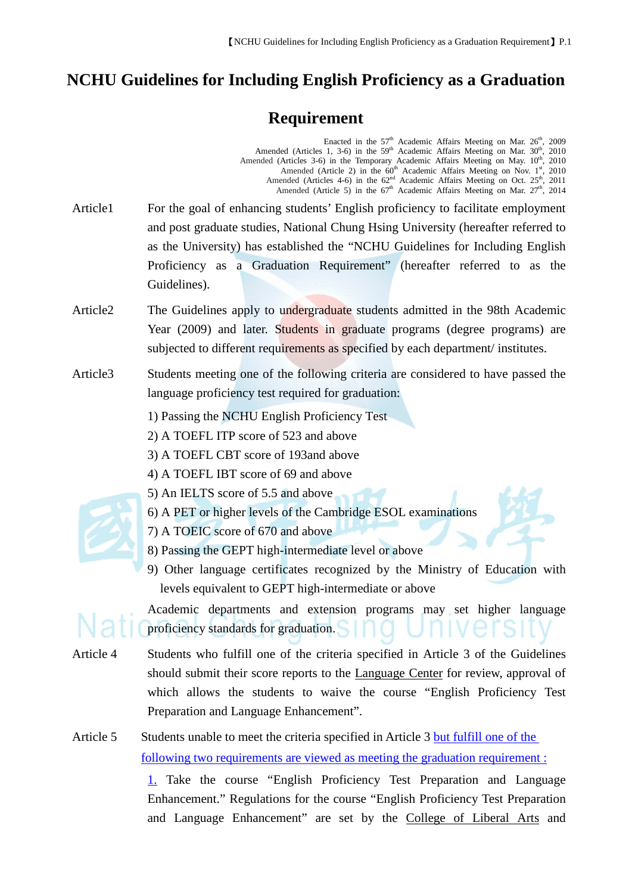# NCHU Guidelines for Including English Proficiency as a Graduation Requirement

Enacted in the 57th Academic Affairs Meeting on Mar. 26th, 2009
Amended (Articles 1, 3-6) in the 59th Academic Affairs Meeting on Mar. 30th, 2010
Amended (Articles 3-6) in the Temporary Academic Affairs Meeting on May. 10th, 2010
Amended (Article 2) in the 60th Academic Affairs Meeting on Nov. 1st, 2010
Amended (Articles 4-6) in the 62nd Academic Affairs Meeting on Oct. 25th, 2011
Amended (Article 5) in the 67th Academic Affairs Meeting on Mar. 27th, 2014

**Article1** For the goal of enhancing students' English proficiency to facilitate employment and post graduate studies, National Chung Hsing University (hereafter referred to as the University) has established the "NCHU Guidelines for Including English Proficiency as a Graduation Requirement" (hereafter referred to as the Guidelines).

**Article2** The Guidelines apply to undergraduate students admitted in the 98th Academic Year (2009) and later. Students in graduate programs (degree programs) are subjected to different requirements as specified by each department/ institutes.

**Article3** Students meeting one of the following criteria are considered to have passed the language proficiency test required for graduation:

1) Passing the NCHU English Proficiency Test
2) A TOEFL ITP score of 523 and above
3) A TOEFL CBT score of 193and above
4) A TOEFL IBT score of 69 and above
5) An IELTS score of 5.5 and above
6) A PET or higher levels of the Cambridge ESOL examinations
7) A TOEIC score of 670 and above
8) Passing the GEPT high-intermediate level or above
9) Other language certificates recognized by the Ministry of Education with levels equivalent to GEPT high-intermediate or above

Academic departments and extension programs may set higher language proficiency standards for graduation.

**Article 4** Students who fulfill one of the criteria specified in Article 3 of the Guidelines should submit their score reports to the Language Center for review, approval of which allows the students to waive the course "English Proficiency Test Preparation and Language Enhancement".

**Article 5** Students unable to meet the criteria specified in Article 3 but fulfill one of the following two requirements are viewed as meeting the graduation requirement :

1. Take the course "English Proficiency Test Preparation and Language Enhancement." Regulations for the course "English Proficiency Test Preparation and Language Enhancement" are set by the College of Liberal Arts and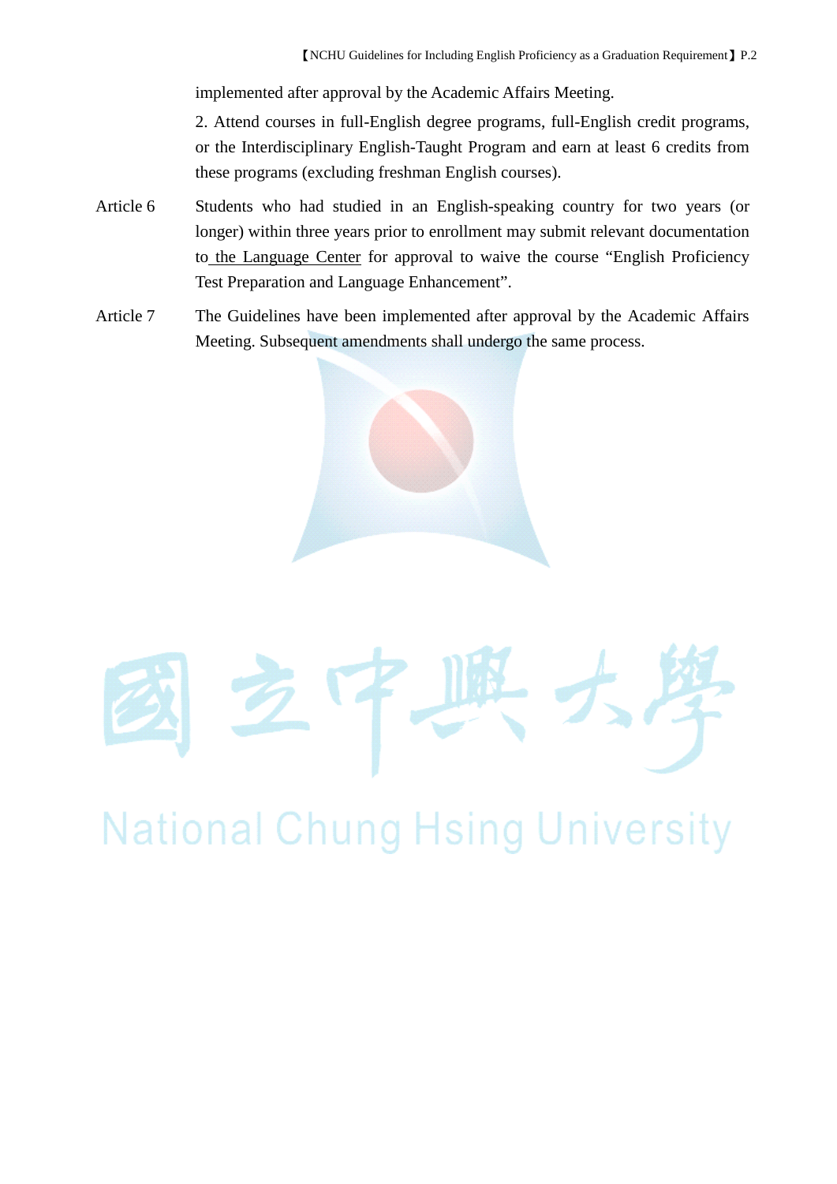implemented after approval by the Academic Affairs Meeting.

2. Attend courses in full-English degree programs, full-English credit programs, or the Interdisciplinary English-Taught Program and earn at least 6 credits from these programs (excluding freshman English courses).

Article 6 Students who had studied in an English-speaking country for two years (or longer) within three years prior to enrollment may submit relevant documentation to the Language Center for approval to waive the course “English Proficiency Test Preparation and Language Enhancement”.

Article 7 The Guidelines have been implemented after approval by the Academic Affairs Meeting. Subsequent amendments shall undergo the same process.